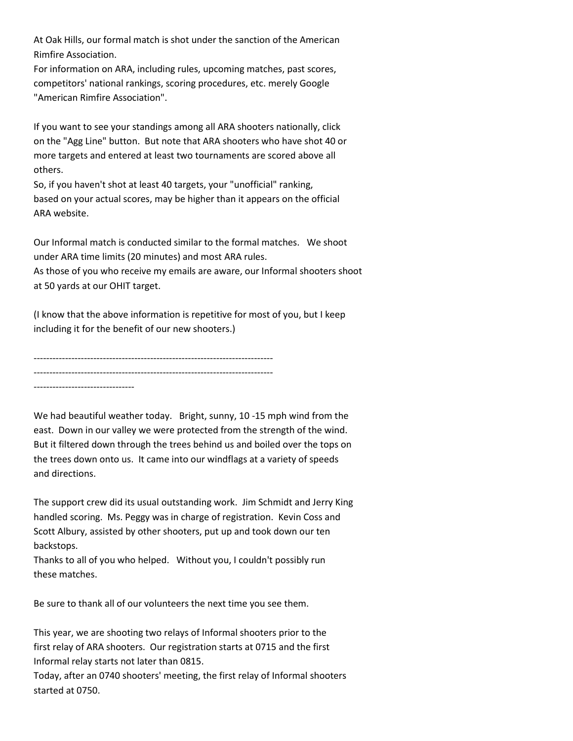At Oak Hills, our formal match is shot under the sanction of the American Rimfire Association.
For information on ARA, including rules, upcoming matches, past scores, competitors' national rankings, scoring procedures, etc. merely Google "American Rimfire Association".

If you want to see your standings among all ARA shooters nationally, click on the "Agg Line" button. But note that ARA shooters who have shot 40 or more targets and entered at least two tournaments are scored above all others.
So, if you haven't shot at least 40 targets, your "unofficial" ranking, based on your actual scores, may be higher than it appears on the official ARA website.

Our Informal match is conducted similar to the formal matches. We shoot under ARA time limits (20 minutes) and most ARA rules.
As those of you who receive my emails are aware, our Informal shooters shoot at 50 yards at our OHIT target.

(I know that the above information is repetitive for most of you, but I keep including it for the benefit of our new shooters.)

----------------------------------------------------------------------------
----------------------------------------------------------------------------
--------------------------------

We had beautiful weather today. Bright, sunny, 10 -15 mph wind from the east. Down in our valley we were protected from the strength of the wind. But it filtered down through the trees behind us and boiled over the tops on the trees down onto us. It came into our windflags at a variety of speeds and directions.

The support crew did its usual outstanding work. Jim Schmidt and Jerry King handled scoring. Ms. Peggy was in charge of registration. Kevin Coss and Scott Albury, assisted by other shooters, put up and took down our ten backstops.
Thanks to all of you who helped. Without you, I couldn't possibly run these matches.

Be sure to thank all of our volunteers the next time you see them.

This year, we are shooting two relays of Informal shooters prior to the first relay of ARA shooters. Our registration starts at 0715 and the first Informal relay starts not later than 0815.
Today, after an 0740 shooters' meeting, the first relay of Informal shooters started at 0750.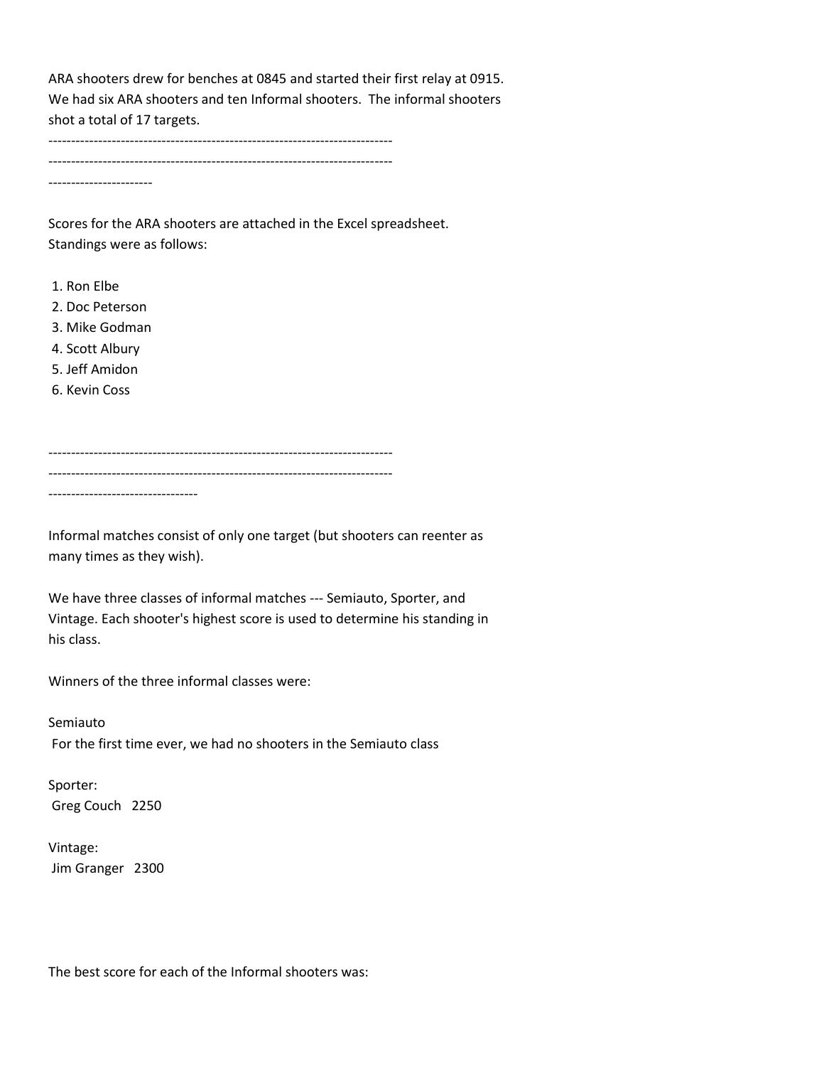ARA shooters drew for benches at 0845 and started their first relay at 0915. We had six ARA shooters and ten Informal shooters. The informal shooters shot a total of 17 targets.

---------------------------------------------------------------------------
---------------------------------------------------------------------------
----------------------

Scores for the ARA shooters are attached in the Excel spreadsheet. Standings were as follows:

1. Ron Elbe
2. Doc Peterson
3. Mike Godman
4. Scott Albury
5. Jeff Amidon
6. Kevin Coss

---------------------------------------------------------------------------
---------------------------------------------------------------------------
--------------------------------

Informal matches consist of only one target (but shooters can reenter as many times as they wish).

We have three classes of informal matches --- Semiauto, Sporter, and Vintage. Each shooter's highest score is used to determine his standing in his class.

Winners of the three informal classes were:

Semiauto
For the first time ever, we had no shooters in the Semiauto class

Sporter:
Greg Couch 2250

Vintage:
Jim Granger 2300

The best score for each of the Informal shooters was: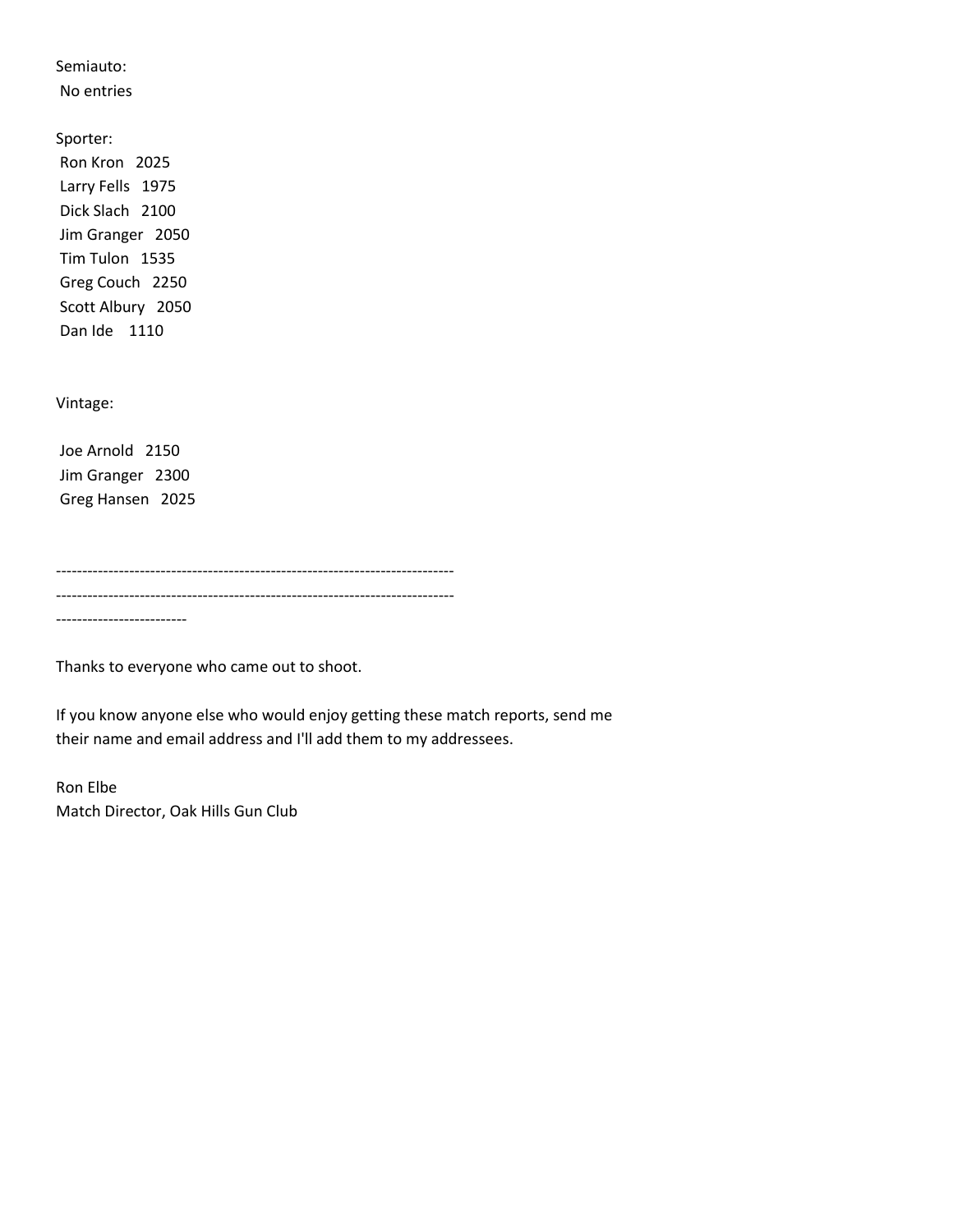Semiauto:
No entries

Sporter:
Ron Kron 2025
Larry Fells 1975
Dick Slach 2100
Jim Granger 2050
Tim Tulon 1535
Greg Couch 2250
Scott Albury 2050
Dan Ide 1110

Vintage:

Joe Arnold 2150
Jim Granger 2300
Greg Hansen 2025

----------------------------------------------------------------------------
----------------------------------------------------------------------------
-------------------------

Thanks to everyone who came out to shoot.

If you know anyone else who would enjoy getting these match reports, send me their name and email address and I'll add them to my addressees.

Ron Elbe
Match Director, Oak Hills Gun Club